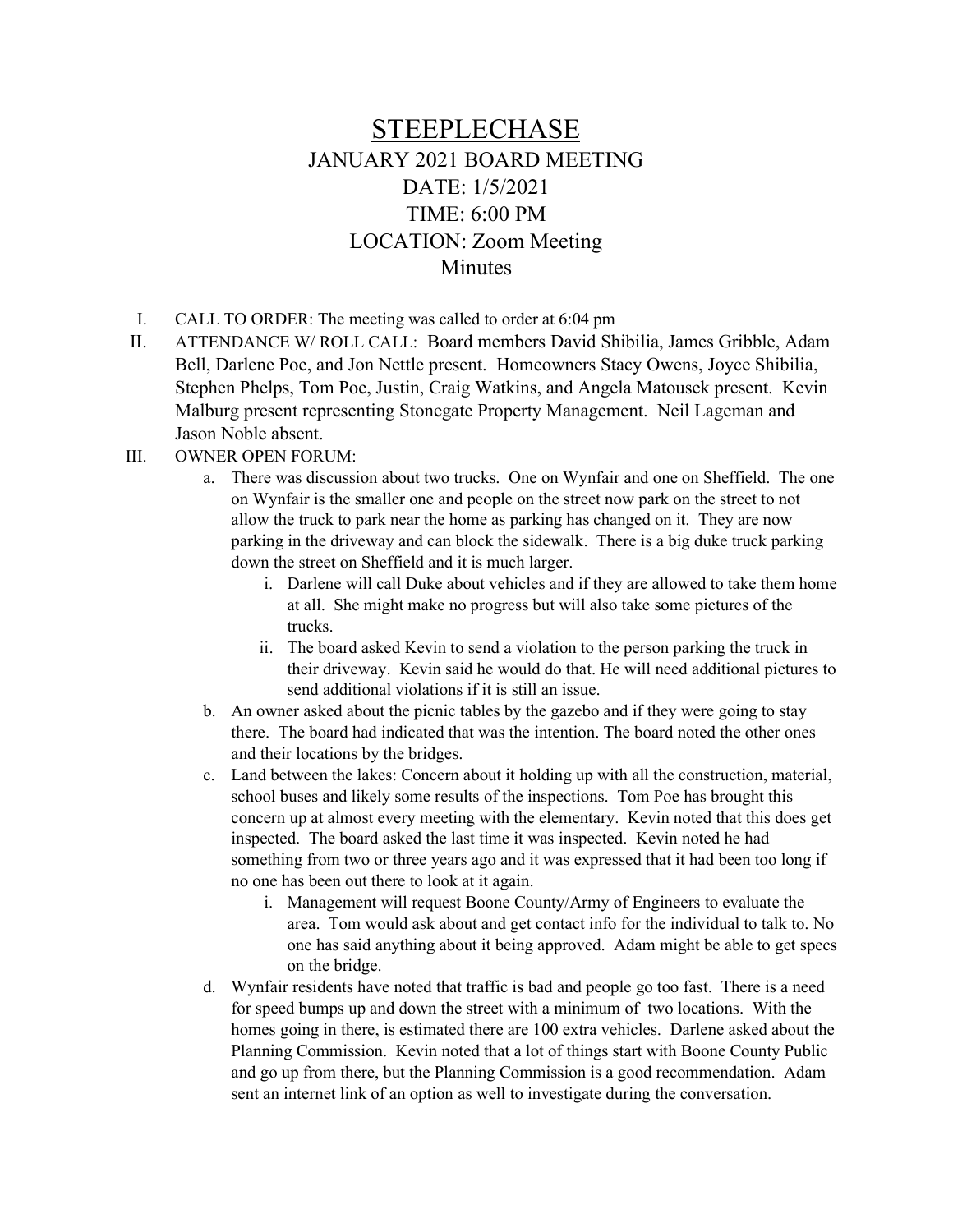# STEEPLECHASE

## JANUARY 2021 BOARD MEETING

DATE: 1/5/2021

TIME: 6:00 PM

LOCATION: Zoom Meeting

Minutes

I. CALL TO ORDER: The meeting was called to order at 6:04 pm

II. ATTENDANCE W/ ROLL CALL: Board members David Shibilia, James Gribble, Adam Bell, Darlene Poe, and Jon Nettle present. Homeowners Stacy Owens, Joyce Shibilia, Stephen Phelps, Tom Poe, Justin, Craig Watkins, and Angela Matousek present. Kevin Malburg present representing Stonegate Property Management. Neil Lageman and Jason Noble absent.

III. OWNER OPEN FORUM:

   a. There was discussion about two trucks. One on Wynfair and one on Sheffield. The one on Wynfair is the smaller one and people on the street now park on the street to not allow the truck to park near the home as parking has changed on it. They are now parking in the driveway and can block the sidewalk. There is a big duke truck parking down the street on Sheffield and it is much larger.

      i. Darlene will call Duke about vehicles and if they are allowed to take them home at all. She might make no progress but will also take some pictures of the trucks.

      ii. The board asked Kevin to send a violation to the person parking the truck in their driveway. Kevin said he would do that. He will need additional pictures to send additional violations if it is still an issue.

   b. An owner asked about the picnic tables by the gazebo and if they were going to stay there. The board had indicated that was the intention. The board noted the other ones and their locations by the bridges.

   c. Land between the lakes: Concern about it holding up with all the construction, material, school buses and likely some results of the inspections. Tom Poe has brought this concern up at almost every meeting with the elementary. Kevin noted that this does get inspected. The board asked the last time it was inspected. Kevin noted he had something from two or three years ago and it was expressed that it had been too long if no one has been out there to look at it again.

      i. Management will request Boone County/Army of Engineers to evaluate the area. Tom would ask about and get contact info for the individual to talk to. No one has said anything about it being approved. Adam might be able to get specs on the bridge.

   d. Wynfair residents have noted that traffic is bad and people go too fast. There is a need for speed bumps up and down the street with a minimum of two locations. With the homes going in there, is estimated there are 100 extra vehicles. Darlene asked about the Planning Commission. Kevin noted that a lot of things start with Boone County Public and go up from there, but the Planning Commission is a good recommendation. Adam sent an internet link of an option as well to investigate during the conversation.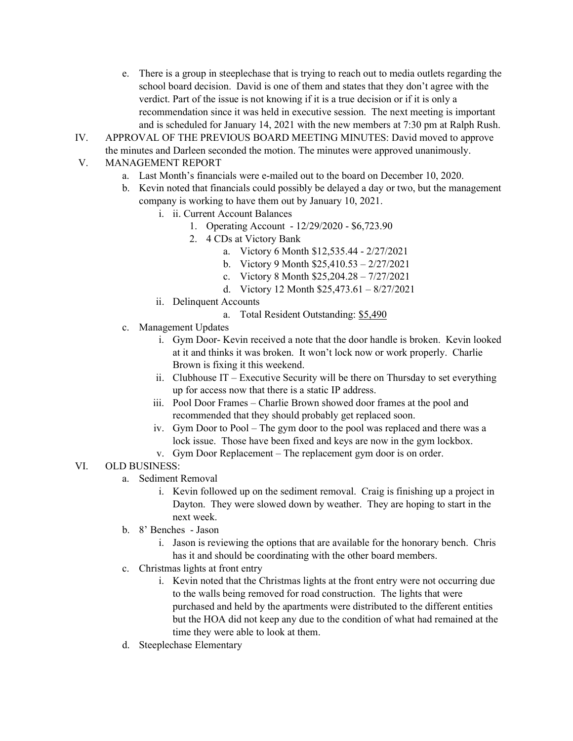e. There is a group in steeplechase that is trying to reach out to media outlets regarding the school board decision. David is one of them and states that they don't agree with the verdict. Part of the issue is not knowing if it is a true decision or if it is only a recommendation since it was held in executive session. The next meeting is important and is scheduled for January 14, 2021 with the new members at 7:30 pm at Ralph Rush.

IV. APPROVAL OF THE PREVIOUS BOARD MEETING MINUTES: David moved to approve the minutes and Darleen seconded the motion. The minutes were approved unanimously.

V. MANAGEMENT REPORT

   a. Last Month's financials were e-mailed out to the board on December 10, 2020.
   
   b. Kevin noted that financials could possibly be delayed a day or two, but the management company is working to have them out by January 10, 2021.
   
      i. ii. Current Account Balances
      
         1. Operating Account - 12/29/2020 - $6,723.90
         2. 4 CDs at Victory Bank
            a. Victory 6 Month $12,535.44 - 2/27/2021
            b. Victory 9 Month $25,410.53 – 2/27/2021
            c. Victory 8 Month $25,204.28 – 7/27/2021
            d. Victory 12 Month $25,473.61 – 8/27/2021
            
      ii. Delinquent Accounts
      
         a. Total Resident Outstanding: <u>$5,490</u>
         
   c. Management Updates
   
      i. Gym Door- Kevin received a note that the door handle is broken. Kevin looked at it and thinks it was broken. It won't lock now or work properly. Charlie Brown is fixing it this weekend.
      
      ii. Clubhouse IT – Executive Security will be there on Thursday to set everything up for access now that there is a static IP address.
      
      iii. Pool Door Frames – Charlie Brown showed door frames at the pool and recommended that they should probably get replaced soon.
      
      iv. Gym Door to Pool – The gym door to the pool was replaced and there was a lock issue. Those have been fixed and keys are now in the gym lockbox.
      
      v. Gym Door Replacement – The replacement gym door is on order.

VI. OLD BUSINESS:

   a. Sediment Removal
   
      i. Kevin followed up on the sediment removal. Craig is finishing up a project in Dayton. They were slowed down by weather. They are hoping to start in the next week.
      
   b. 8' Benches - Jason
   
      i. Jason is reviewing the options that are available for the honorary bench. Chris has it and should be coordinating with the other board members.
      
   c. Christmas lights at front entry
   
      i. Kevin noted that the Christmas lights at the front entry were not occurring due to the walls being removed for road construction. The lights that were purchased and held by the apartments were distributed to the different entities but the HOA did not keep any due to the condition of what had remained at the time they were able to look at them.
      
   d. Steeplechase Elementary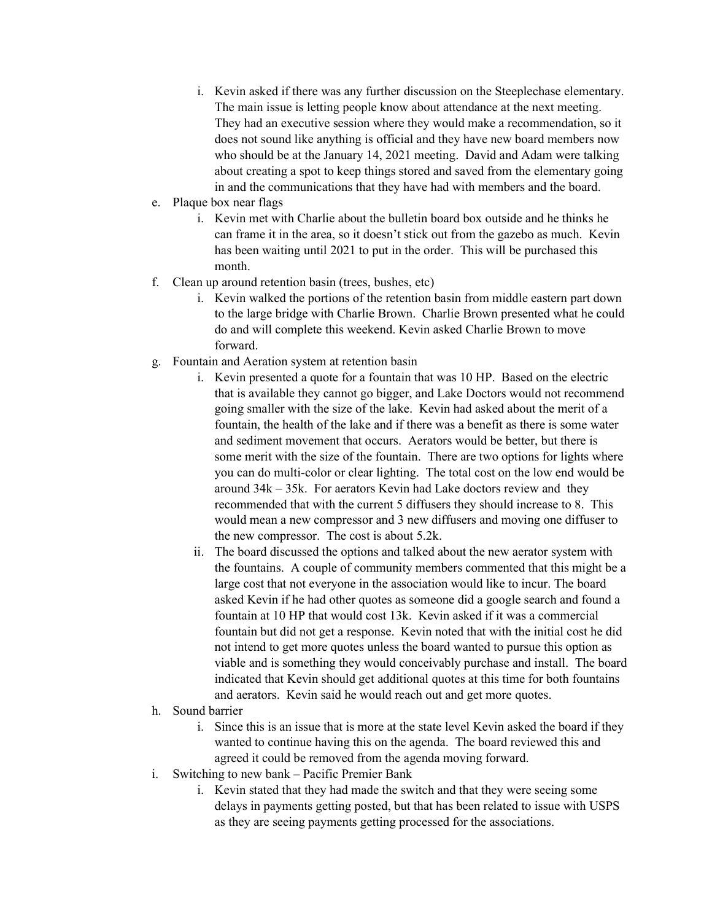i. Kevin asked if there was any further discussion on the Steeplechase elementary. The main issue is letting people know about attendance at the next meeting. They had an executive session where they would make a recommendation, so it does not sound like anything is official and they have new board members now who should be at the January 14, 2021 meeting. David and Adam were talking about creating a spot to keep things stored and saved from the elementary going in and the communications that they have had with members and the board.

e. Plaque box near flags
   i. Kevin met with Charlie about the bulletin board box outside and he thinks he can frame it in the area, so it doesn't stick out from the gazebo as much. Kevin has been waiting until 2021 to put in the order. This will be purchased this month.

f. Clean up around retention basin (trees, bushes, etc)
   i. Kevin walked the portions of the retention basin from middle eastern part down to the large bridge with Charlie Brown. Charlie Brown presented what he could do and will complete this weekend. Kevin asked Charlie Brown to move forward.

g. Fountain and Aeration system at retention basin
   i. Kevin presented a quote for a fountain that was 10 HP. Based on the electric that is available they cannot go bigger, and Lake Doctors would not recommend going smaller with the size of the lake. Kevin had asked about the merit of a fountain, the health of the lake and if there was a benefit as there is some water and sediment movement that occurs. Aerators would be better, but there is some merit with the size of the fountain. There are two options for lights where you can do multi-color or clear lighting. The total cost on the low end would be around 34k – 35k. For aerators Kevin had Lake doctors review and they recommended that with the current 5 diffusers they should increase to 8. This would mean a new compressor and 3 new diffusers and moving one diffuser to the new compressor. The cost is about 5.2k.
   ii. The board discussed the options and talked about the new aerator system with the fountains. A couple of community members commented that this might be a large cost that not everyone in the association would like to incur. The board asked Kevin if he had other quotes as someone did a google search and found a fountain at 10 HP that would cost 13k. Kevin asked if it was a commercial fountain but did not get a response. Kevin noted that with the initial cost he did not intend to get more quotes unless the board wanted to pursue this option as viable and is something they would conceivably purchase and install. The board indicated that Kevin should get additional quotes at this time for both fountains and aerators. Kevin said he would reach out and get more quotes.

h. Sound barrier
   i. Since this is an issue that is more at the state level Kevin asked the board if they wanted to continue having this on the agenda. The board reviewed this and agreed it could be removed from the agenda moving forward.

i. Switching to new bank – Pacific Premier Bank
   i. Kevin stated that they had made the switch and that they were seeing some delays in payments getting posted, but that has been related to issue with USPS as they are seeing payments getting processed for the associations.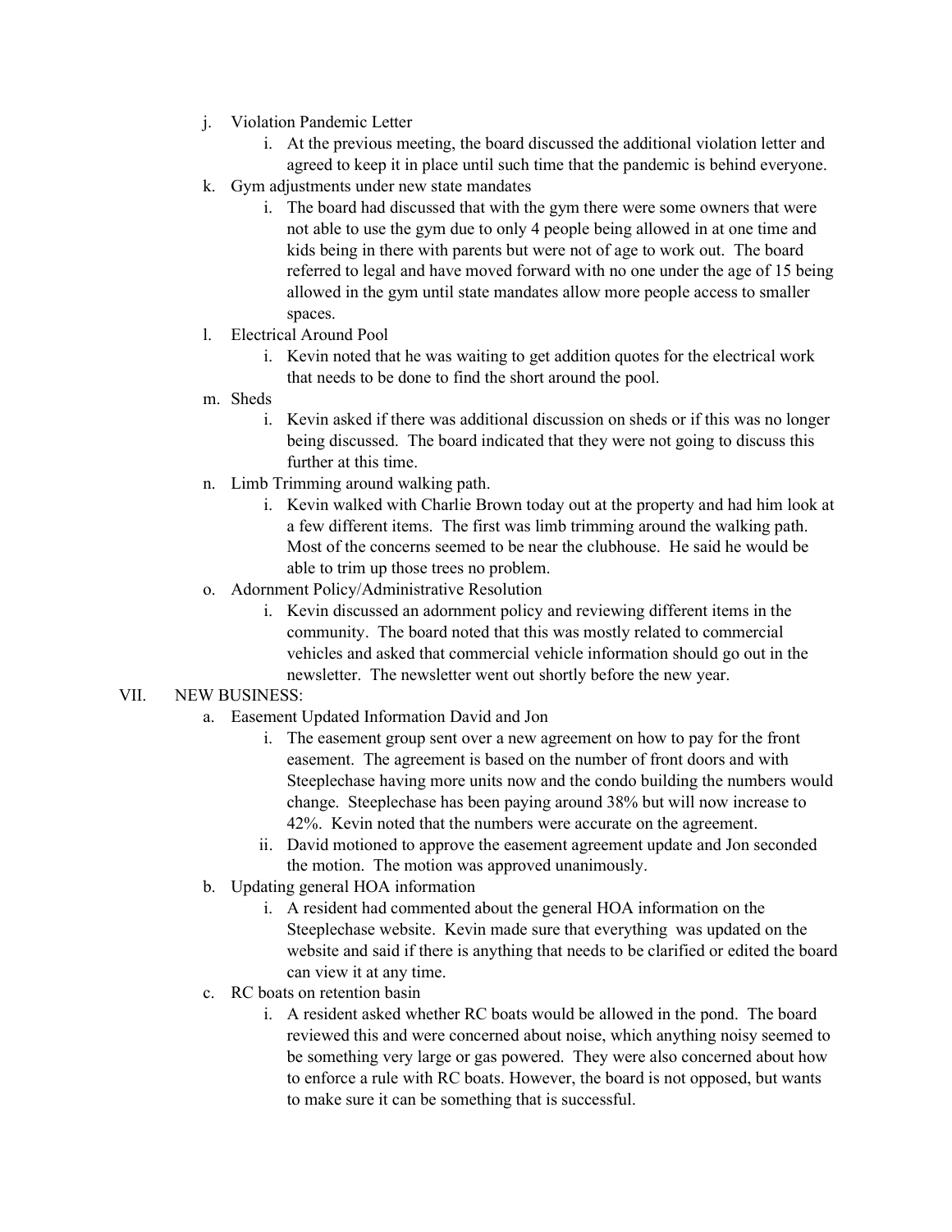j. Violation Pandemic Letter
    i. At the previous meeting, the board discussed the additional violation letter and agreed to keep it in place until such time that the pandemic is behind everyone.

k. Gym adjustments under new state mandates
    i. The board had discussed that with the gym there were some owners that were not able to use the gym due to only 4 people being allowed in at one time and kids being in there with parents but were not of age to work out. The board referred to legal and have moved forward with no one under the age of 15 being allowed in the gym until state mandates allow more people access to smaller spaces.

l. Electrical Around Pool
    i. Kevin noted that he was waiting to get addition quotes for the electrical work that needs to be done to find the short around the pool.

m. Sheds
    i. Kevin asked if there was additional discussion on sheds or if this was no longer being discussed. The board indicated that they were not going to discuss this further at this time.

n. Limb Trimming around walking path.
    i. Kevin walked with Charlie Brown today out at the property and had him look at a few different items. The first was limb trimming around the walking path. Most of the concerns seemed to be near the clubhouse. He said he would be able to trim up those trees no problem.

o. Adornment Policy/Administrative Resolution
    i. Kevin discussed an adornment policy and reviewing different items in the community. The board noted that this was mostly related to commercial vehicles and asked that commercial vehicle information should go out in the newsletter. The newsletter went out shortly before the new year.

VII. NEW BUSINESS:

a. Easement Updated Information David and Jon
    i. The easement group sent over a new agreement on how to pay for the front easement. The agreement is based on the number of front doors and with Steeplechase having more units now and the condo building the numbers would change. Steeplechase has been paying around 38% but will now increase to 42%. Kevin noted that the numbers were accurate on the agreement.
    ii. David motioned to approve the easement agreement update and Jon seconded the motion. The motion was approved unanimously.

b. Updating general HOA information
    i. A resident had commented about the general HOA information on the Steeplechase website. Kevin made sure that everything was updated on the website and said if there is anything that needs to be clarified or edited the board can view it at any time.

c. RC boats on retention basin
    i. A resident asked whether RC boats would be allowed in the pond. The board reviewed this and were concerned about noise, which anything noisy seemed to be something very large or gas powered. They were also concerned about how to enforce a rule with RC boats. However, the board is not opposed, but wants to make sure it can be something that is successful.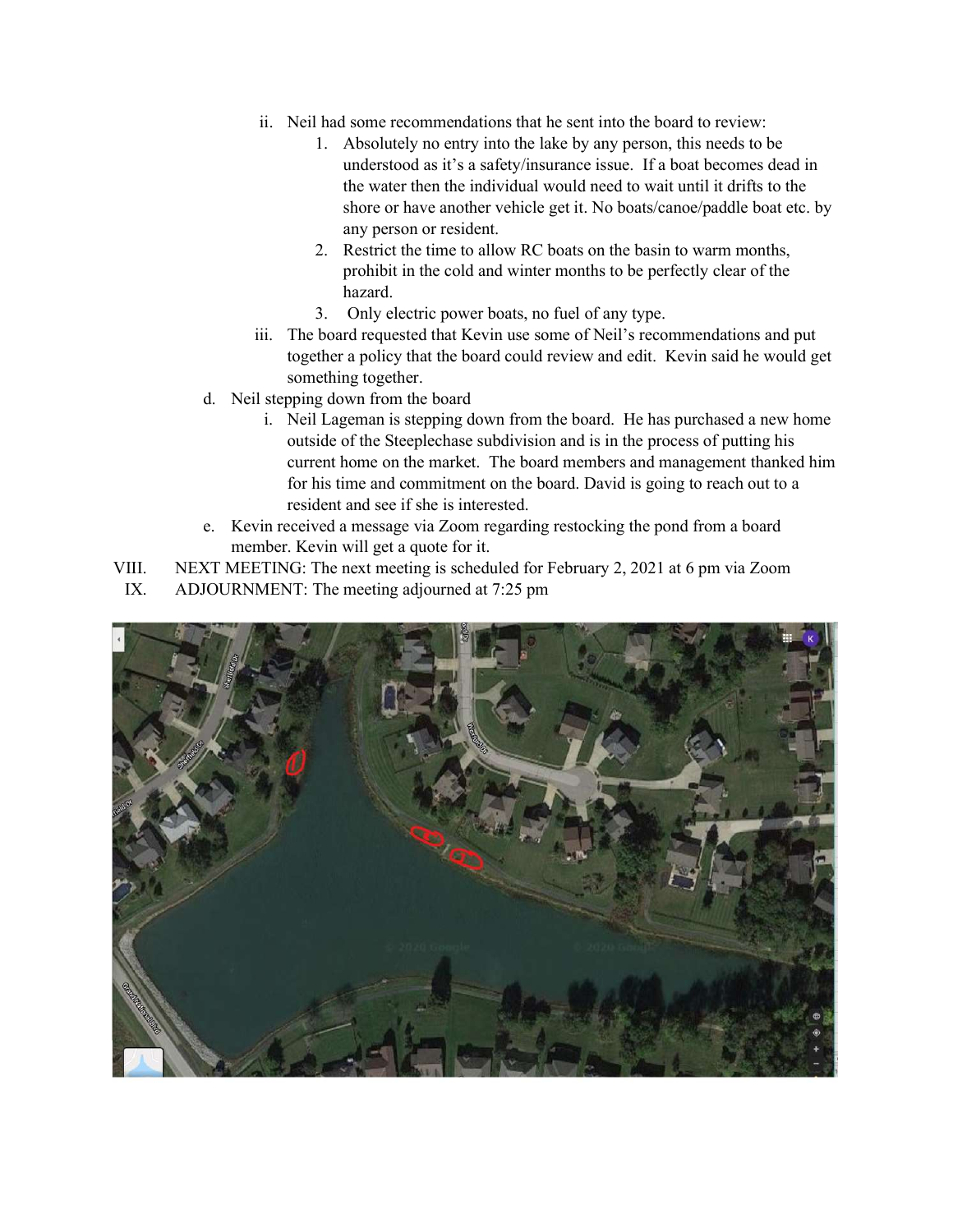ii. Neil had some recommendations that he sent into the board to review:

1. Absolutely no entry into the lake by any person, this needs to be understood as it's a safety/insurance issue. If a boat becomes dead in the water then the individual would need to wait until it drifts to the shore or have another vehicle get it. No boats/canoe/paddle boat etc. by any person or resident.
2. Restrict the time to allow RC boats on the basin to warm months, prohibit in the cold and winter months to be perfectly clear of the hazard.
3. Only electric power boats, no fuel of any type.

iii. The board requested that Kevin use some of Neil's recommendations and put together a policy that the board could review and edit. Kevin said he would get something together.

d. Neil stepping down from the board

i. Neil Lageman is stepping down from the board. He has purchased a new home outside of the Steeplechase subdivision and is in the process of putting his current home on the market. The board members and management thanked him for his time and commitment on the board. David is going to reach out to a resident and see if she is interested.

e. Kevin received a message via Zoom regarding restocking the pond from a board member. Kevin will get a quote for it.

VIII. NEXT MEETING: The next meeting is scheduled for February 2, 2021 at 6 pm via Zoom

IX. ADJOURNMENT: The meeting adjourned at 7:25 pm